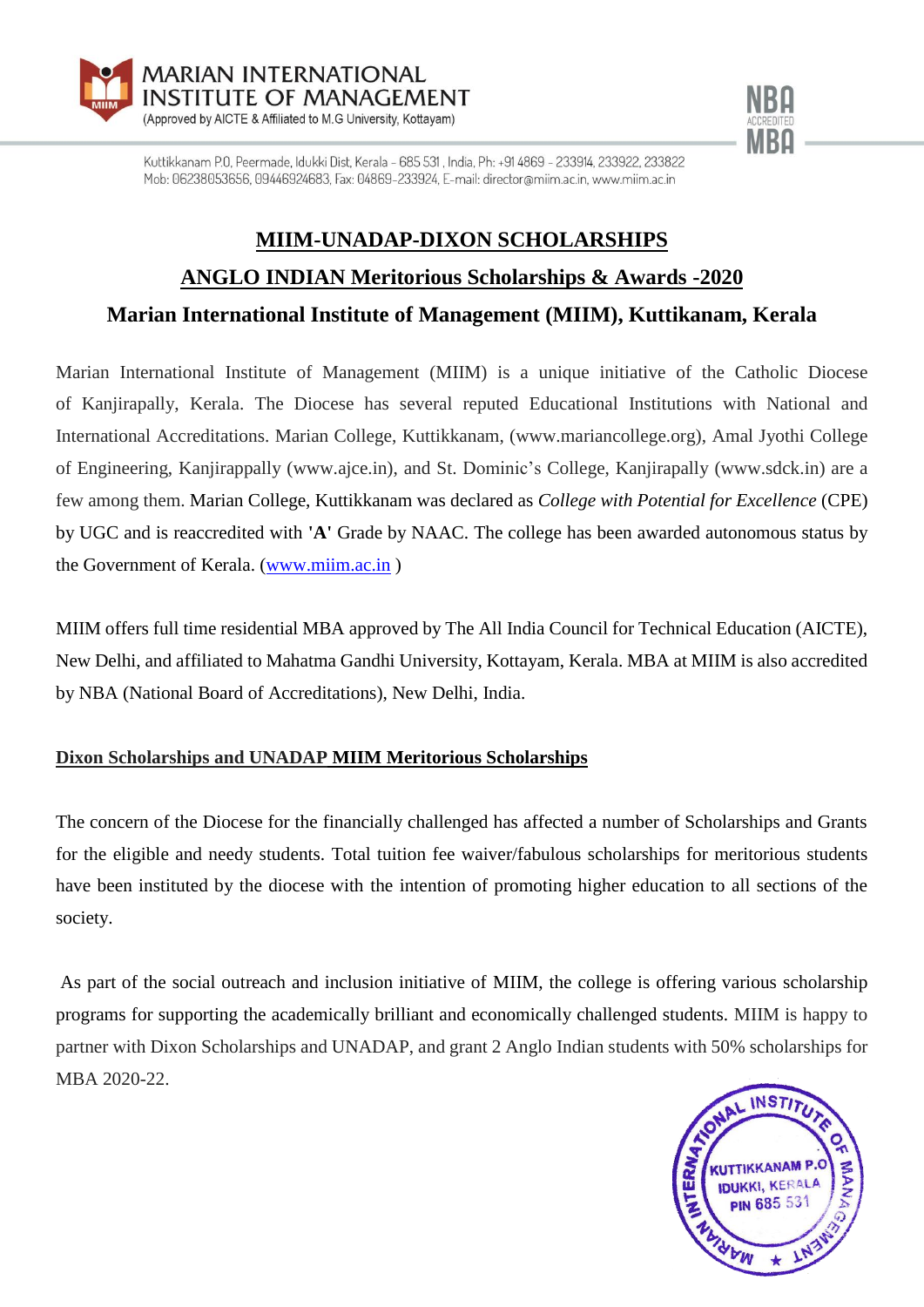MARIAN INTERNATIONAL INSTITUTE OF MANAGEMENT
(Approved by AICTE & Affiliated to M.G University, Kottayam)

Kuttikkanam P.O, Peermade, Idukki Dist, Kerala - 685 531 , India, Ph: +91 4869 - 233914, 233922, 233822
Mob: 06238053656, 09446924683, Fax: 04869-233924, E-mail: director@miim.ac.in, www.miim.ac.in

# MIIM-UNADAP-DIXON SCHOLARSHIPS

## ANGLO INDIAN Meritorious Scholarships & Awards -2020

## Marian International Institute of Management (MIIM), Kuttikanam, Kerala

Marian International Institute of Management (MIIM) is a unique initiative of the Catholic Diocese of Kanjirapally, Kerala. The Diocese has several reputed Educational Institutions with National and International Accreditations. Marian College, Kuttikkanam, (www.mariancollege.org), Amal Jyothi College of Engineering, Kanjirappally (www.ajce.in), and St. Dominic's College, Kanjirapally (www.sdck.in) are a few among them. Marian College, Kuttikkanam was declared as *College with Potential for Excellence* (CPE) by UGC and is reaccredited with **'A'** Grade by NAAC. The college has been awarded autonomous status by the Government of Kerala. (www.miim.ac.in )

MIIM offers full time residential MBA approved by The All India Council for Technical Education (AICTE), New Delhi, and affiliated to Mahatma Gandhi University, Kottayam, Kerala. MBA at MIIM is also accredited by NBA (National Board of Accreditations), New Delhi, India.

### Dixon Scholarships and UNADAP MIIM Meritorious Scholarships

The concern of the Diocese for the financially challenged has affected a number of Scholarships and Grants for the eligible and needy students. Total tuition fee waiver/fabulous scholarships for meritorious students have been instituted by the diocese with the intention of promoting higher education to all sections of the society.

As part of the social outreach and inclusion initiative of MIIM, the college is offering various scholarship programs for supporting the academically brilliant and economically challenged students. MIIM is happy to partner with Dixon Scholarships and UNADAP, and grant 2 Anglo Indian students with 50% scholarships for MBA 2020-22.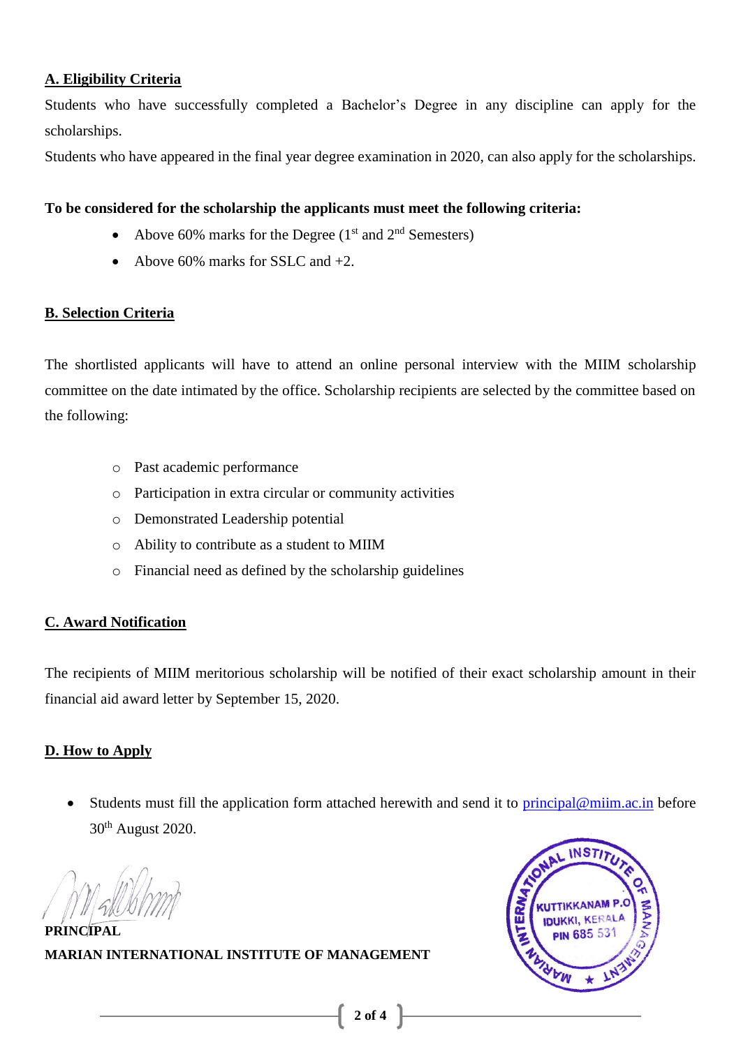## A. Eligibility Criteria

Students who have successfully completed a Bachelor's Degree in any discipline can apply for the scholarships.

Students who have appeared in the final year degree examination in 2020, can also apply for the scholarships.

**To be considered for the scholarship the applicants must meet the following criteria:**

- Above 60% marks for the Degree (1st and 2nd Semesters)
- Above 60% marks for SSLC and +2.

## B. Selection Criteria

The shortlisted applicants will have to attend an online personal interview with the MIIM scholarship committee on the date intimated by the office. Scholarship recipients are selected by the committee based on the following:

- Past academic performance
- Participation in extra circular or community activities
- Demonstrated Leadership potential
- Ability to contribute as a student to MIIM
- Financial need as defined by the scholarship guidelines

## C. Award Notification

The recipients of MIIM meritorious scholarship will be notified of their exact scholarship amount in their financial aid award letter by September 15, 2020.

## D. How to Apply

- Students must fill the application form attached herewith and send it to principal@miim.ac.in before 30th August 2020.

**PRINCIPAL**
**MARIAN INTERNATIONAL INSTITUTE OF MANAGEMENT**

MARIAN INTERNATIONAL INSTITUTE OF MANAGEMENT
KUTTIKKANAM P.O
IDUKKI, KERALA
PIN 685 531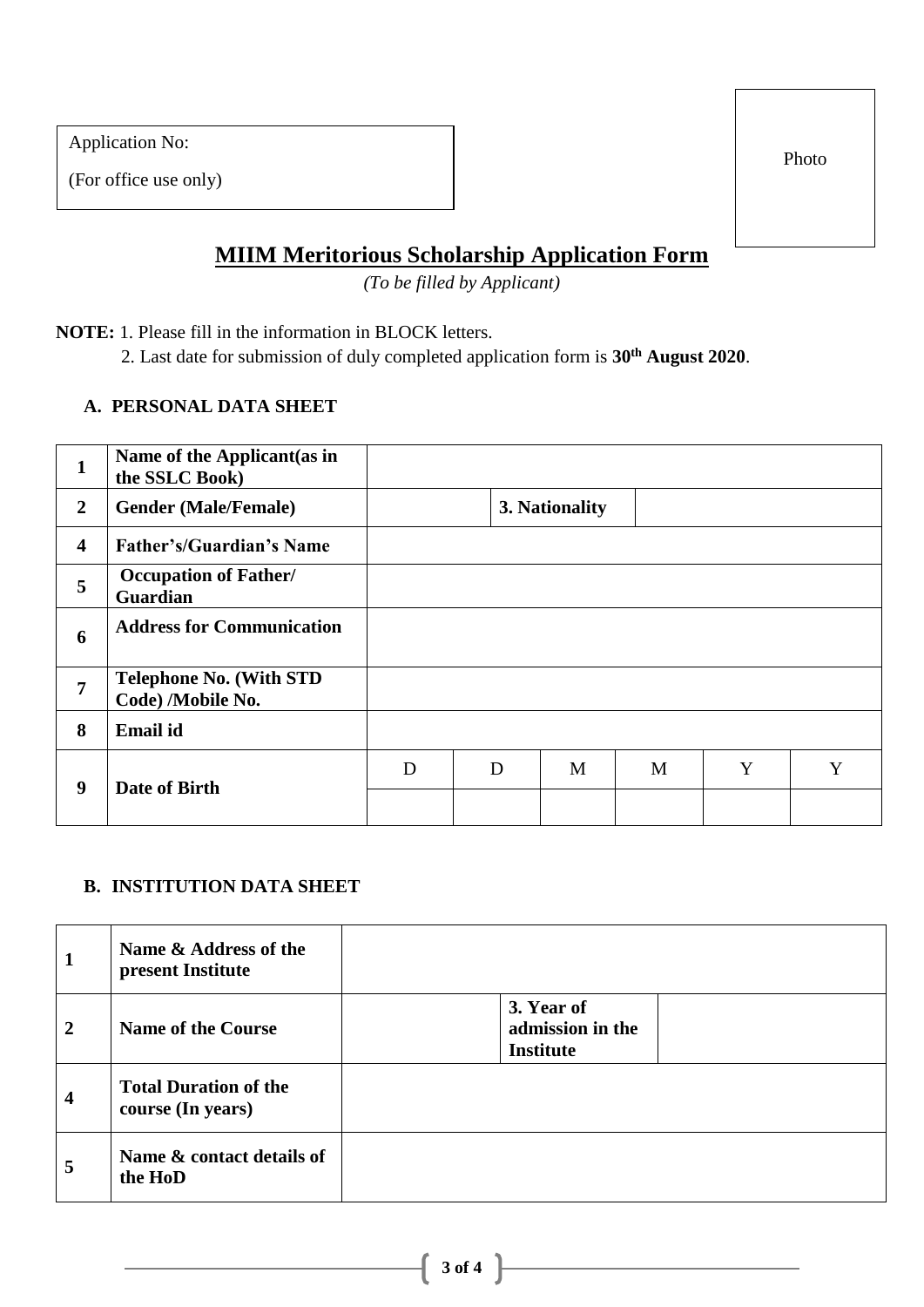| Application No: |
| --- |
| (For office use only) |

Photo

## MIIM Meritorious Scholarship Application Form

*(To be filled by Applicant)*

**NOTE:** 1. Please fill in the information in BLOCK letters.

2. Last date for submission of duly completed application form is **30th August 2020**.

### A. PERSONAL DATA SHEET

| | | | | | | | |
| --- | --- | --- | --- | --- | --- | --- | --- |
| **1** | **Name of the Applicant(as in the SSLC Book)** | | | | | | |
| **2** | **Gender (Male/Female)** | | **3. Nationality** | | | | |
| **4** | **Father's/Guardian's Name** | | | | | | |
| **5** | **Occupation of Father/ Guardian** | | | | | | |
| **6** | **Address for Communication** | | | | | | |
| **7** | **Telephone No. (With STD Code) /Mobile No.** | | | | | | |
| **8** | **Email id** | | | | | | |
| **9** | **Date of Birth** | D | D | M | M | Y | Y |
| | | | | | | | |

### B. INSTITUTION DATA SHEET

| | | | | |
| --- | --- | --- | --- | --- |
| **1** | **Name & Address of the present Institute** | | | |
| **2** | **Name of the Course** | | **3. Year of admission in the Institute** | |
| **4** | **Total Duration of the course (In years)** | | | |
| **5** | **Name & contact details of the HoD** | | | |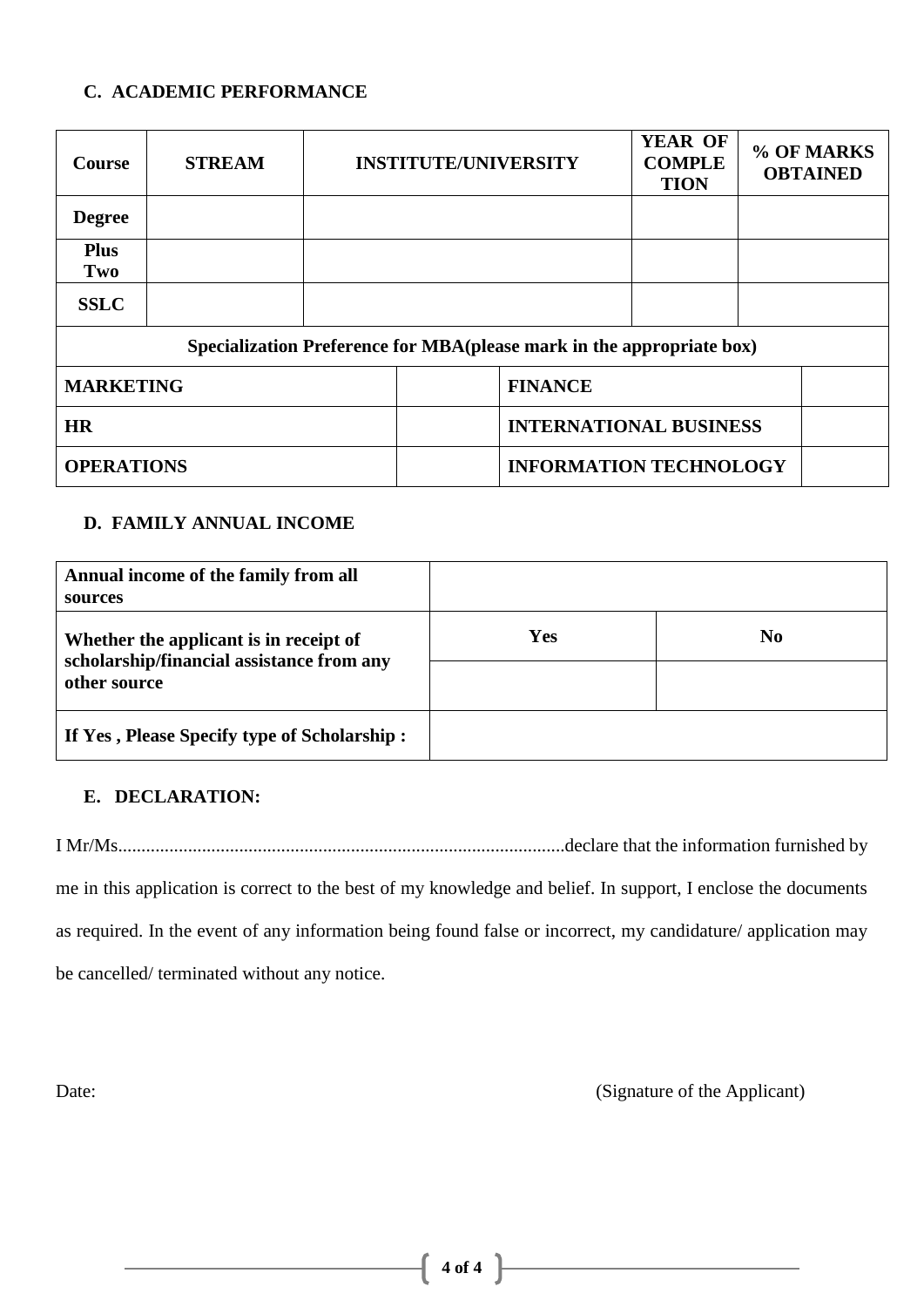### C. ACADEMIC PERFORMANCE

| Course | STREAM | INSTITUTE/UNIVERSITY | YEAR OF COMPLETION | % OF MARKS OBTAINED |
|---|---|---|---|---|
| **Degree** | | | | |
| **Plus Two** | | | | |
| **SSLC** | | | | |

**Specialization Preference for MBA(please mark in the appropriate box)**

| | | | |
|---|---|---|---|
| **MARKETING** | | **FINANCE** | |
| **HR** | | **INTERNATIONAL BUSINESS** | |
| **OPERATIONS** | | **INFORMATION TECHNOLOGY** | |

### D. FAMILY ANNUAL INCOME

| | | |
|---|---|---|
| **Annual income of the family from all sources** | | |
| **Whether the applicant is in receipt of scholarship/financial assistance from any other source** | **Yes** | **No** |
| | | |
| **If Yes , Please Specify type of Scholarship :** | | |

### E. DECLARATION:

I Mr/Ms................................................................................................declare that the information furnished by me in this application is correct to the best of my knowledge and belief. In support, I enclose the documents as required. In the event of any information being found false or incorrect, my candidature/ application may be cancelled/ terminated without any notice.

Date: (Signature of the Applicant)